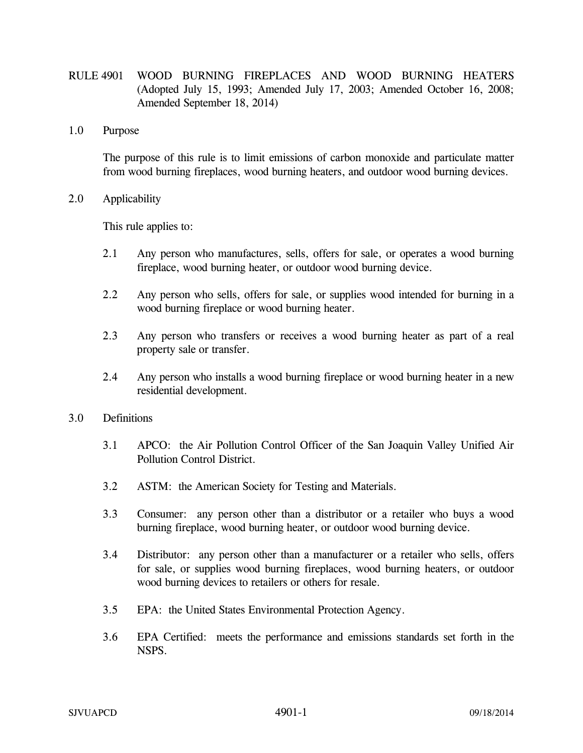# RULE 4901 WOOD BURNING FIREPLACES AND WOOD BURNING HEATERS (Adopted July 15, 1993; Amended July 17, 2003; Amended October 16, 2008; Amended September 18, 2014)

## 1.0 Purpose

The purpose of this rule is to limit emissions of carbon monoxide and particulate matter from wood burning fireplaces, wood burning heaters, and outdoor wood burning devices.

## 2.0 Applicability

This rule applies to:

2.1 Any person who manufactures, sells, offers for sale, or operates a wood burning fireplace, wood burning heater, or outdoor wood burning device.

2.2 Any person who sells, offers for sale, or supplies wood intended for burning in a wood burning fireplace or wood burning heater.

2.3 Any person who transfers or receives a wood burning heater as part of a real property sale or transfer.

2.4 Any person who installs a wood burning fireplace or wood burning heater in a new residential development.

## 3.0 Definitions

3.1 APCO: the Air Pollution Control Officer of the San Joaquin Valley Unified Air Pollution Control District.

3.2 ASTM: the American Society for Testing and Materials.

3.3 Consumer: any person other than a distributor or a retailer who buys a wood burning fireplace, wood burning heater, or outdoor wood burning device.

3.4 Distributor: any person other than a manufacturer or a retailer who sells, offers for sale, or supplies wood burning fireplaces, wood burning heaters, or outdoor wood burning devices to retailers or others for resale.

3.5 EPA: the United States Environmental Protection Agency.

3.6 EPA Certified: meets the performance and emissions standards set forth in the NSPS.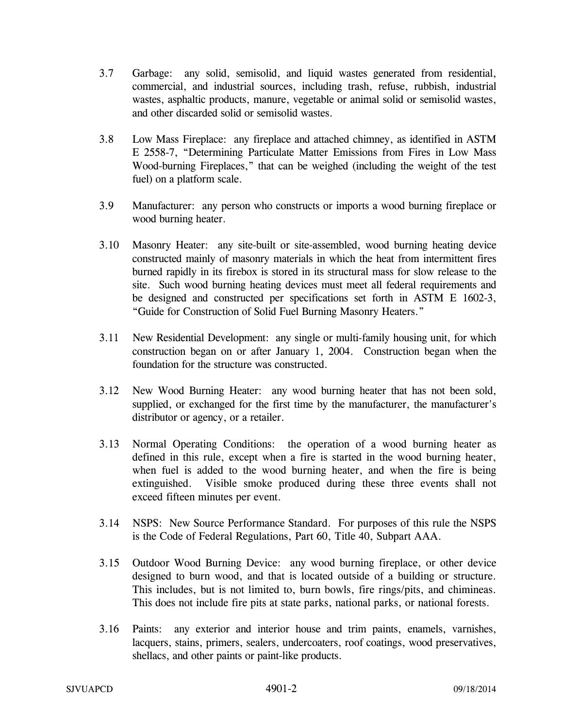3.7 Garbage: any solid, semisolid, and liquid wastes generated from residential, commercial, and industrial sources, including trash, refuse, rubbish, industrial wastes, asphaltic products, manure, vegetable or animal solid or semisolid wastes, and other discarded solid or semisolid wastes.

3.8 Low Mass Fireplace: any fireplace and attached chimney, as identified in ASTM E 2558-7, "Determining Particulate Matter Emissions from Fires in Low Mass Wood-burning Fireplaces," that can be weighed (including the weight of the test fuel) on a platform scale.

3.9 Manufacturer: any person who constructs or imports a wood burning fireplace or wood burning heater.

3.10 Masonry Heater: any site-built or site-assembled, wood burning heating device constructed mainly of masonry materials in which the heat from intermittent fires burned rapidly in its firebox is stored in its structural mass for slow release to the site. Such wood burning heating devices must meet all federal requirements and be designed and constructed per specifications set forth in ASTM E 1602-3, "Guide for Construction of Solid Fuel Burning Masonry Heaters."

3.11 New Residential Development: any single or multi-family housing unit, for which construction began on or after January 1, 2004. Construction began when the foundation for the structure was constructed.

3.12 New Wood Burning Heater: any wood burning heater that has not been sold, supplied, or exchanged for the first time by the manufacturer, the manufacturer's distributor or agency, or a retailer.

3.13 Normal Operating Conditions: the operation of a wood burning heater as defined in this rule, except when a fire is started in the wood burning heater, when fuel is added to the wood burning heater, and when the fire is being extinguished. Visible smoke produced during these three events shall not exceed fifteen minutes per event.

3.14 NSPS: New Source Performance Standard. For purposes of this rule the NSPS is the Code of Federal Regulations, Part 60, Title 40, Subpart AAA.

3.15 Outdoor Wood Burning Device: any wood burning fireplace, or other device designed to burn wood, and that is located outside of a building or structure. This includes, but is not limited to, burn bowls, fire rings/pits, and chimineas. This does not include fire pits at state parks, national parks, or national forests.

3.16 Paints: any exterior and interior house and trim paints, enamels, varnishes, lacquers, stains, primers, sealers, undercoaters, roof coatings, wood preservatives, shellacs, and other paints or paint-like products.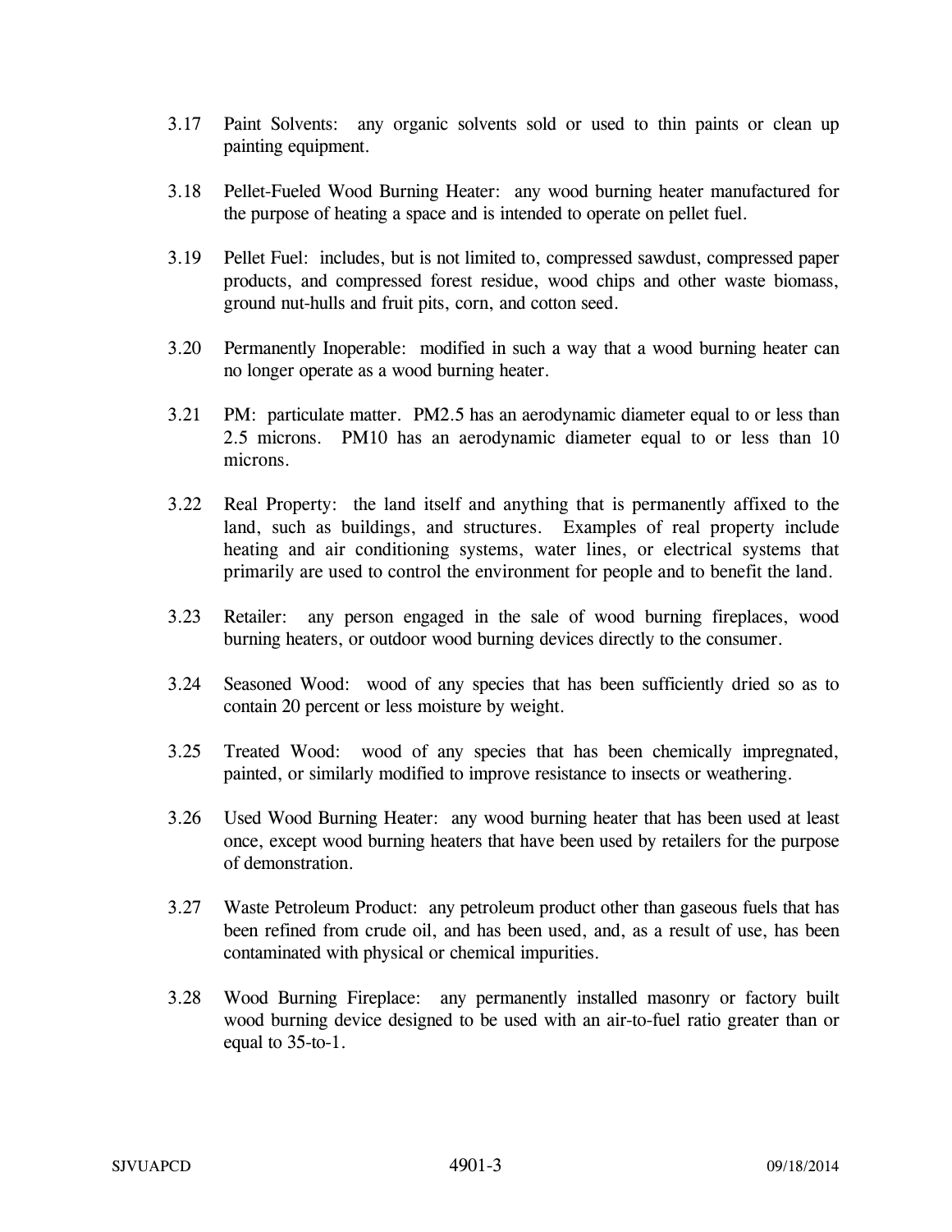3.17 Paint Solvents: any organic solvents sold or used to thin paints or clean up painting equipment.

3.18 Pellet-Fueled Wood Burning Heater: any wood burning heater manufactured for the purpose of heating a space and is intended to operate on pellet fuel.

3.19 Pellet Fuel: includes, but is not limited to, compressed sawdust, compressed paper products, and compressed forest residue, wood chips and other waste biomass, ground nut-hulls and fruit pits, corn, and cotton seed.

3.20 Permanently Inoperable: modified in such a way that a wood burning heater can no longer operate as a wood burning heater.

3.21 PM: particulate matter. PM2.5 has an aerodynamic diameter equal to or less than 2.5 microns. PM10 has an aerodynamic diameter equal to or less than 10 microns.

3.22 Real Property: the land itself and anything that is permanently affixed to the land, such as buildings, and structures. Examples of real property include heating and air conditioning systems, water lines, or electrical systems that primarily are used to control the environment for people and to benefit the land.

3.23 Retailer: any person engaged in the sale of wood burning fireplaces, wood burning heaters, or outdoor wood burning devices directly to the consumer.

3.24 Seasoned Wood: wood of any species that has been sufficiently dried so as to contain 20 percent or less moisture by weight.

3.25 Treated Wood: wood of any species that has been chemically impregnated, painted, or similarly modified to improve resistance to insects or weathering.

3.26 Used Wood Burning Heater: any wood burning heater that has been used at least once, except wood burning heaters that have been used by retailers for the purpose of demonstration.

3.27 Waste Petroleum Product: any petroleum product other than gaseous fuels that has been refined from crude oil, and has been used, and, as a result of use, has been contaminated with physical or chemical impurities.

3.28 Wood Burning Fireplace: any permanently installed masonry or factory built wood burning device designed to be used with an air-to-fuel ratio greater than or equal to 35-to-1.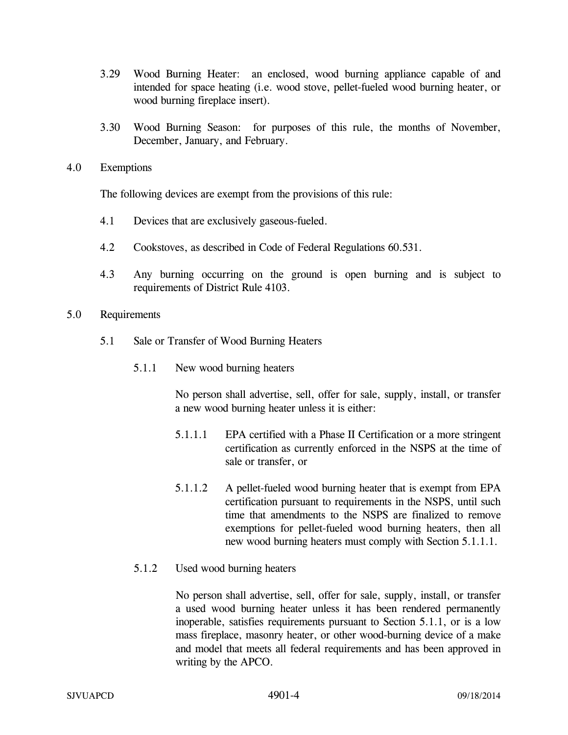3.29 Wood Burning Heater: an enclosed, wood burning appliance capable of and intended for space heating (i.e. wood stove, pellet-fueled wood burning heater, or wood burning fireplace insert).

3.30 Wood Burning Season: for purposes of this rule, the months of November, December, January, and February.

## 4.0 Exemptions

The following devices are exempt from the provisions of this rule:

4.1 Devices that are exclusively gaseous-fueled.

4.2 Cookstoves, as described in Code of Federal Regulations 60.531.

4.3 Any burning occurring on the ground is open burning and is subject to requirements of District Rule 4103.

## 5.0 Requirements

### 5.1 Sale or Transfer of Wood Burning Heaters

#### 5.1.1 New wood burning heaters

No person shall advertise, sell, offer for sale, supply, install, or transfer a new wood burning heater unless it is either:

5.1.1.1 EPA certified with a Phase II Certification or a more stringent certification as currently enforced in the NSPS at the time of sale or transfer, or

5.1.1.2 A pellet-fueled wood burning heater that is exempt from EPA certification pursuant to requirements in the NSPS, until such time that amendments to the NSPS are finalized to remove exemptions for pellet-fueled wood burning heaters, then all new wood burning heaters must comply with Section 5.1.1.1.

#### 5.1.2 Used wood burning heaters

No person shall advertise, sell, offer for sale, supply, install, or transfer a used wood burning heater unless it has been rendered permanently inoperable, satisfies requirements pursuant to Section 5.1.1, or is a low mass fireplace, masonry heater, or other wood-burning device of a make and model that meets all federal requirements and has been approved in writing by the APCO.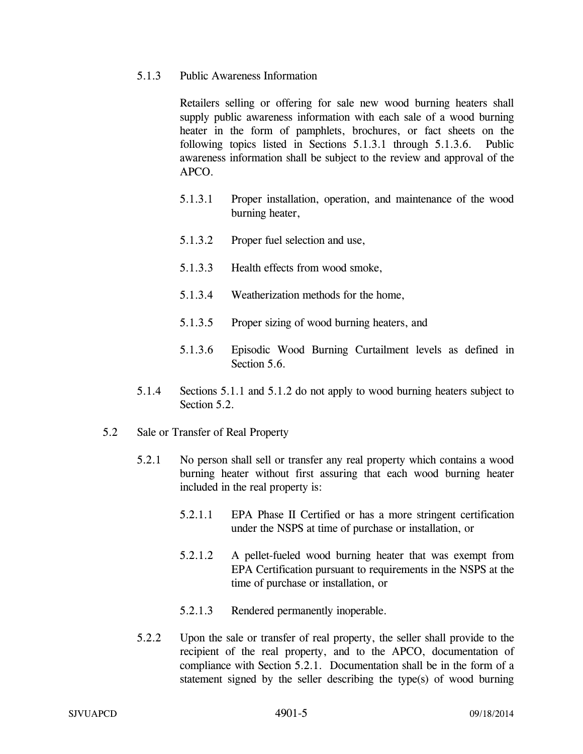5.1.3 Public Awareness Information

Retailers selling or offering for sale new wood burning heaters shall supply public awareness information with each sale of a wood burning heater in the form of pamphlets, brochures, or fact sheets on the following topics listed in Sections 5.1.3.1 through 5.1.3.6. Public awareness information shall be subject to the review and approval of the APCO.

5.1.3.1 Proper installation, operation, and maintenance of the wood burning heater,

5.1.3.2 Proper fuel selection and use,

5.1.3.3 Health effects from wood smoke,

5.1.3.4 Weatherization methods for the home,

5.1.3.5 Proper sizing of wood burning heaters, and

5.1.3.6 Episodic Wood Burning Curtailment levels as defined in Section 5.6.

5.1.4 Sections 5.1.1 and 5.1.2 do not apply to wood burning heaters subject to Section 5.2.

5.2 Sale or Transfer of Real Property

5.2.1 No person shall sell or transfer any real property which contains a wood burning heater without first assuring that each wood burning heater included in the real property is:

5.2.1.1 EPA Phase II Certified or has a more stringent certification under the NSPS at time of purchase or installation, or

5.2.1.2 A pellet-fueled wood burning heater that was exempt from EPA Certification pursuant to requirements in the NSPS at the time of purchase or installation, or

5.2.1.3 Rendered permanently inoperable.

5.2.2 Upon the sale or transfer of real property, the seller shall provide to the recipient of the real property, and to the APCO, documentation of compliance with Section 5.2.1. Documentation shall be in the form of a statement signed by the seller describing the type(s) of wood burning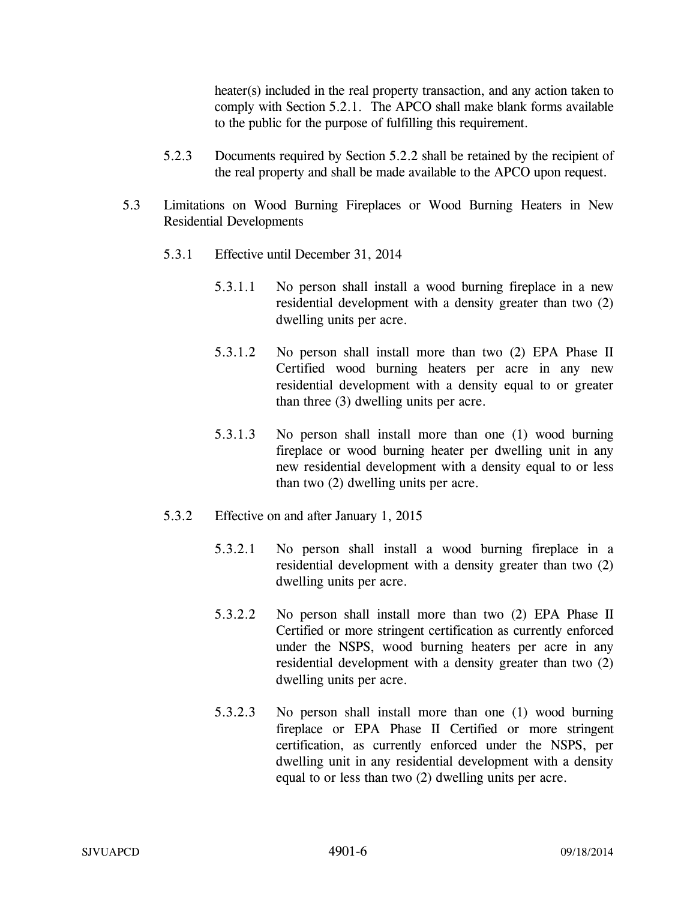heater(s) included in the real property transaction, and any action taken to comply with Section 5.2.1. The APCO shall make blank forms available to the public for the purpose of fulfilling this requirement.

5.2.3 Documents required by Section 5.2.2 shall be retained by the recipient of the real property and shall be made available to the APCO upon request.

5.3 Limitations on Wood Burning Fireplaces or Wood Burning Heaters in New Residential Developments

5.3.1 Effective until December 31, 2014

5.3.1.1 No person shall install a wood burning fireplace in a new residential development with a density greater than two (2) dwelling units per acre.

5.3.1.2 No person shall install more than two (2) EPA Phase II Certified wood burning heaters per acre in any new residential development with a density equal to or greater than three (3) dwelling units per acre.

5.3.1.3 No person shall install more than one (1) wood burning fireplace or wood burning heater per dwelling unit in any new residential development with a density equal to or less than two (2) dwelling units per acre.

5.3.2 Effective on and after January 1, 2015

5.3.2.1 No person shall install a wood burning fireplace in a residential development with a density greater than two (2) dwelling units per acre.

5.3.2.2 No person shall install more than two (2) EPA Phase II Certified or more stringent certification as currently enforced under the NSPS, wood burning heaters per acre in any residential development with a density greater than two (2) dwelling units per acre.

5.3.2.3 No person shall install more than one (1) wood burning fireplace or EPA Phase II Certified or more stringent certification, as currently enforced under the NSPS, per dwelling unit in any residential development with a density equal to or less than two (2) dwelling units per acre.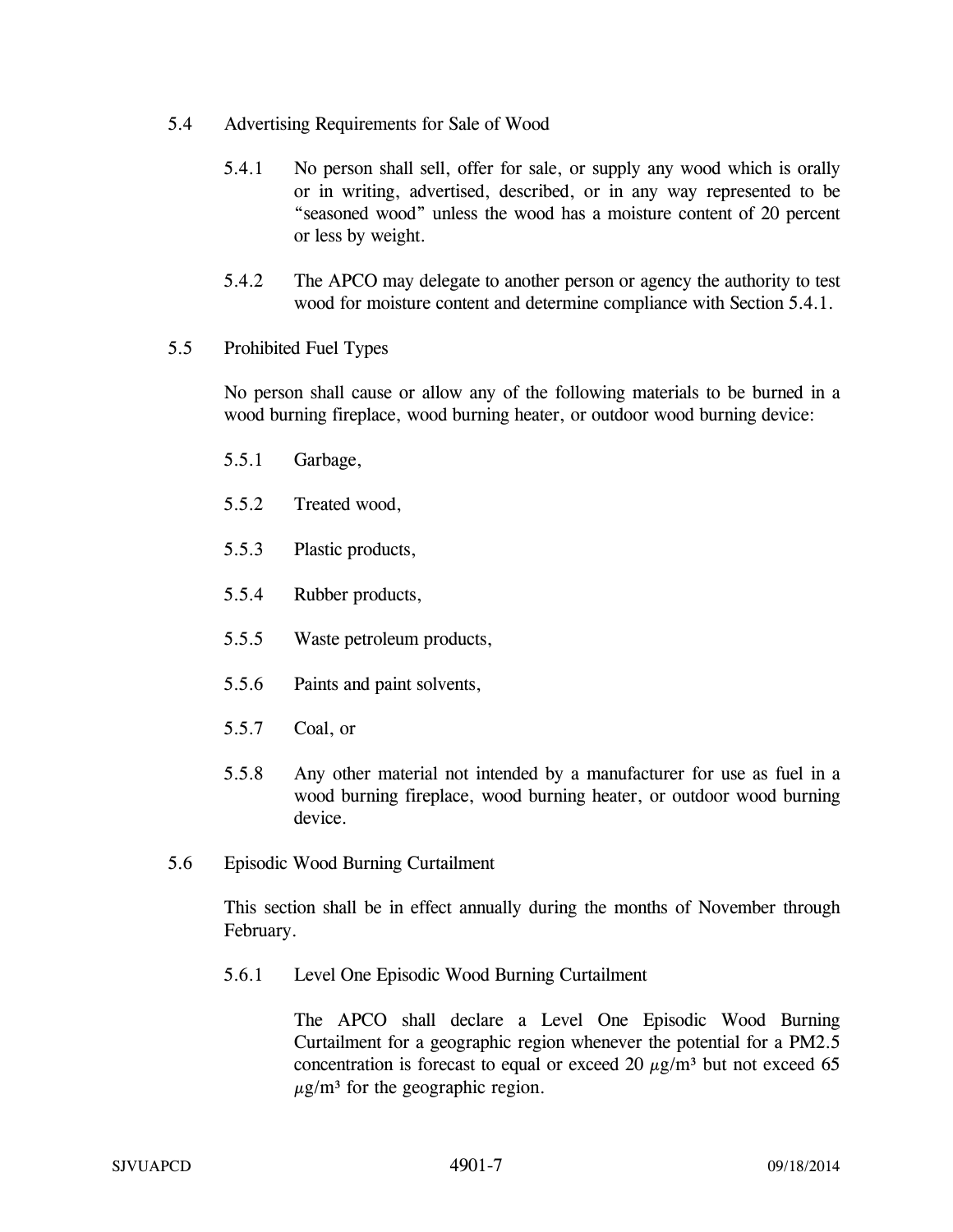5.4 Advertising Requirements for Sale of Wood

5.4.1 No person shall sell, offer for sale, or supply any wood which is orally or in writing, advertised, described, or in any way represented to be "seasoned wood" unless the wood has a moisture content of 20 percent or less by weight.

5.4.2 The APCO may delegate to another person or agency the authority to test wood for moisture content and determine compliance with Section 5.4.1.

5.5 Prohibited Fuel Types

No person shall cause or allow any of the following materials to be burned in a wood burning fireplace, wood burning heater, or outdoor wood burning device:

5.5.1 Garbage,

5.5.2 Treated wood,

5.5.3 Plastic products,

5.5.4 Rubber products,

5.5.5 Waste petroleum products,

5.5.6 Paints and paint solvents,

5.5.7 Coal, or

5.5.8 Any other material not intended by a manufacturer for use as fuel in a wood burning fireplace, wood burning heater, or outdoor wood burning device.

5.6 Episodic Wood Burning Curtailment

This section shall be in effect annually during the months of November through February.

5.6.1 Level One Episodic Wood Burning Curtailment

The APCO shall declare a Level One Episodic Wood Burning Curtailment for a geographic region whenever the potential for a PM2.5 concentration is forecast to equal or exceed 20 $\mu g/m^3$ but not exceed 65 $\mu g/m^3$ for the geographic region.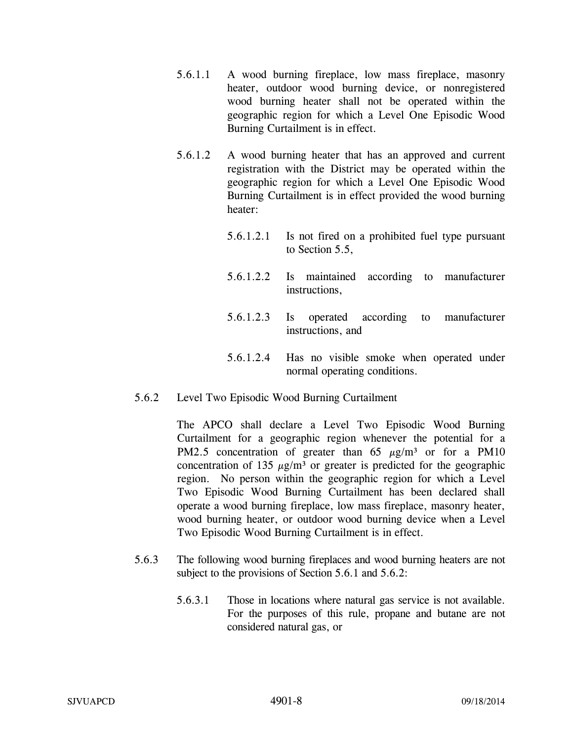5.6.1.1 A wood burning fireplace, low mass fireplace, masonry heater, outdoor wood burning device, or nonregistered wood burning heater shall not be operated within the geographic region for which a Level One Episodic Wood Burning Curtailment is in effect.

5.6.1.2 A wood burning heater that has an approved and current registration with the District may be operated within the geographic region for which a Level One Episodic Wood Burning Curtailment is in effect provided the wood burning heater:

5.6.1.2.1 Is not fired on a prohibited fuel type pursuant to Section 5.5,

5.6.1.2.2 Is maintained according to manufacturer instructions,

5.6.1.2.3 Is operated according to manufacturer instructions, and

5.6.1.2.4 Has no visible smoke when operated under normal operating conditions.

5.6.2 Level Two Episodic Wood Burning Curtailment

The APCO shall declare a Level Two Episodic Wood Burning Curtailment for a geographic region whenever the potential for a PM2.5 concentration of greater than 65 $\mu g/m^3$ or for a PM10 concentration of 135 $\mu g/m^3$ or greater is predicted for the geographic region. No person within the geographic region for which a Level Two Episodic Wood Burning Curtailment has been declared shall operate a wood burning fireplace, low mass fireplace, masonry heater, wood burning heater, or outdoor wood burning device when a Level Two Episodic Wood Burning Curtailment is in effect.

5.6.3 The following wood burning fireplaces and wood burning heaters are not subject to the provisions of Section 5.6.1 and 5.6.2:

5.6.3.1 Those in locations where natural gas service is not available. For the purposes of this rule, propane and butane are not considered natural gas, or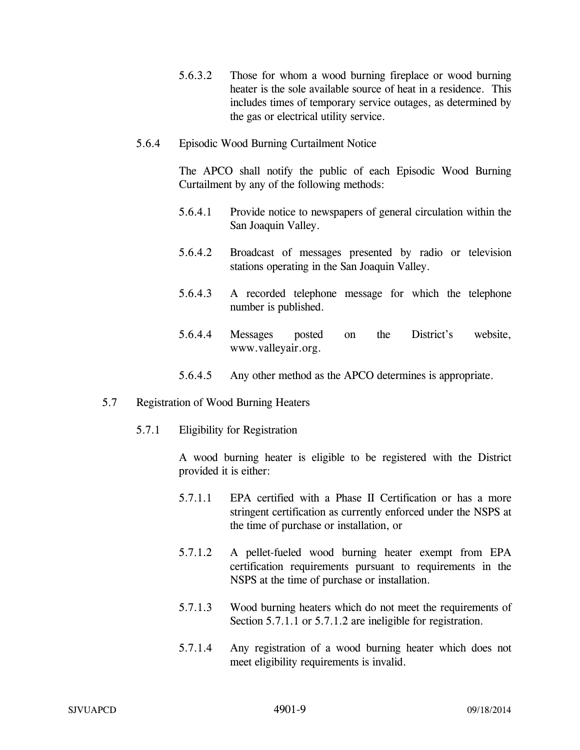5.6.3.2 Those for whom a wood burning fireplace or wood burning heater is the sole available source of heat in a residence. This includes times of temporary service outages, as determined by the gas or electrical utility service.

5.6.4 Episodic Wood Burning Curtailment Notice

The APCO shall notify the public of each Episodic Wood Burning Curtailment by any of the following methods:

5.6.4.1 Provide notice to newspapers of general circulation within the San Joaquin Valley.

5.6.4.2 Broadcast of messages presented by radio or television stations operating in the San Joaquin Valley.

5.6.4.3 A recorded telephone message for which the telephone number is published.

5.6.4.4 Messages posted on the District's website, www.valleyair.org.

5.6.4.5 Any other method as the APCO determines is appropriate.

5.7 Registration of Wood Burning Heaters

5.7.1 Eligibility for Registration

A wood burning heater is eligible to be registered with the District provided it is either:

5.7.1.1 EPA certified with a Phase II Certification or has a more stringent certification as currently enforced under the NSPS at the time of purchase or installation, or

5.7.1.2 A pellet-fueled wood burning heater exempt from EPA certification requirements pursuant to requirements in the NSPS at the time of purchase or installation.

5.7.1.3 Wood burning heaters which do not meet the requirements of Section 5.7.1.1 or 5.7.1.2 are ineligible for registration.

5.7.1.4 Any registration of a wood burning heater which does not meet eligibility requirements is invalid.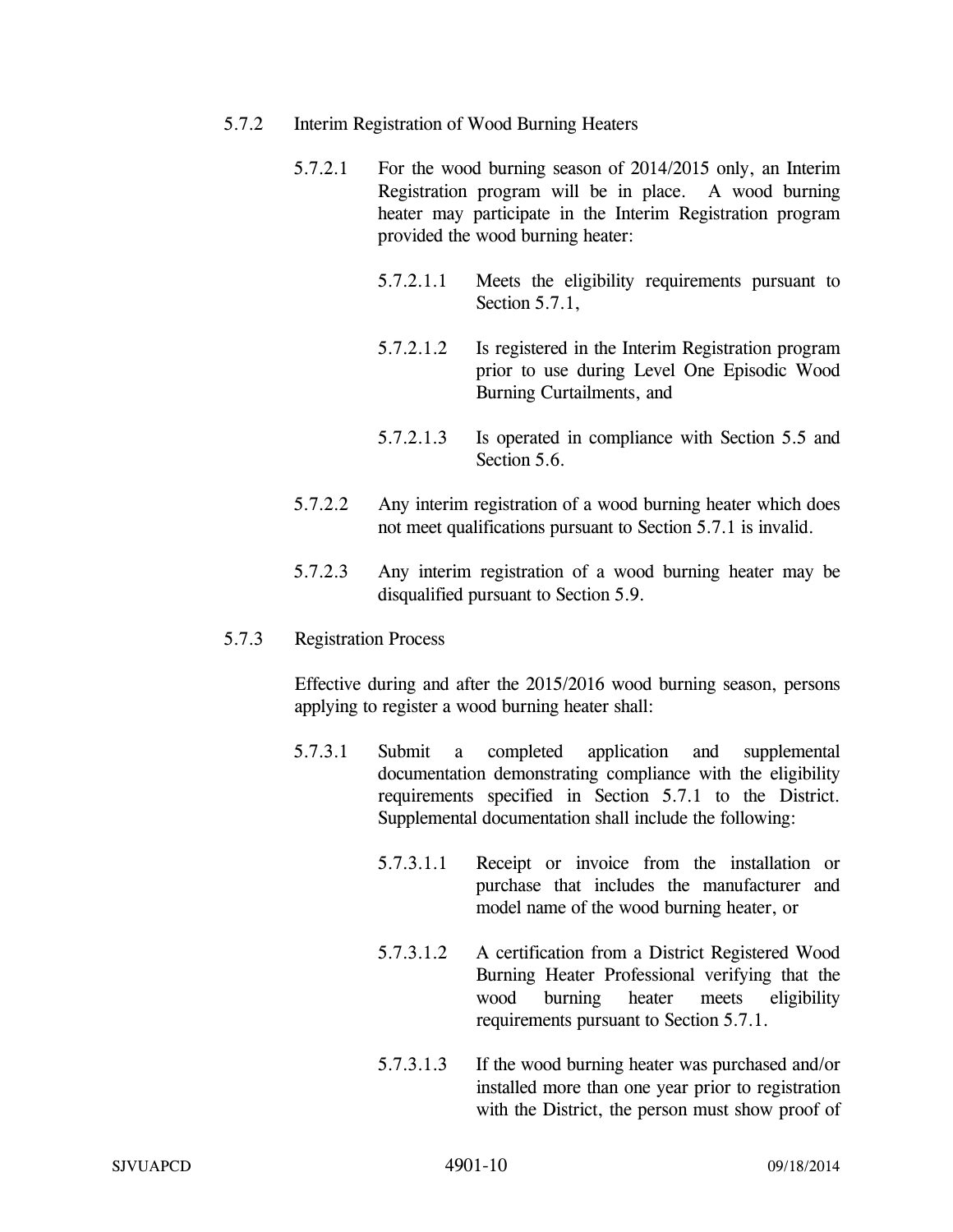5.7.2 Interim Registration of Wood Burning Heaters

5.7.2.1 For the wood burning season of 2014/2015 only, an Interim Registration program will be in place. A wood burning heater may participate in the Interim Registration program provided the wood burning heater:

5.7.2.1.1 Meets the eligibility requirements pursuant to Section 5.7.1,

5.7.2.1.2 Is registered in the Interim Registration program prior to use during Level One Episodic Wood Burning Curtailments, and

5.7.2.1.3 Is operated in compliance with Section 5.5 and Section 5.6.

5.7.2.2 Any interim registration of a wood burning heater which does not meet qualifications pursuant to Section 5.7.1 is invalid.

5.7.2.3 Any interim registration of a wood burning heater may be disqualified pursuant to Section 5.9.

5.7.3 Registration Process

Effective during and after the 2015/2016 wood burning season, persons applying to register a wood burning heater shall:

5.7.3.1 Submit a completed application and supplemental documentation demonstrating compliance with the eligibility requirements specified in Section 5.7.1 to the District. Supplemental documentation shall include the following:

5.7.3.1.1 Receipt or invoice from the installation or purchase that includes the manufacturer and model name of the wood burning heater, or

5.7.3.1.2 A certification from a District Registered Wood Burning Heater Professional verifying that the wood burning heater meets eligibility requirements pursuant to Section 5.7.1.

5.7.3.1.3 If the wood burning heater was purchased and/or installed more than one year prior to registration with the District, the person must show proof of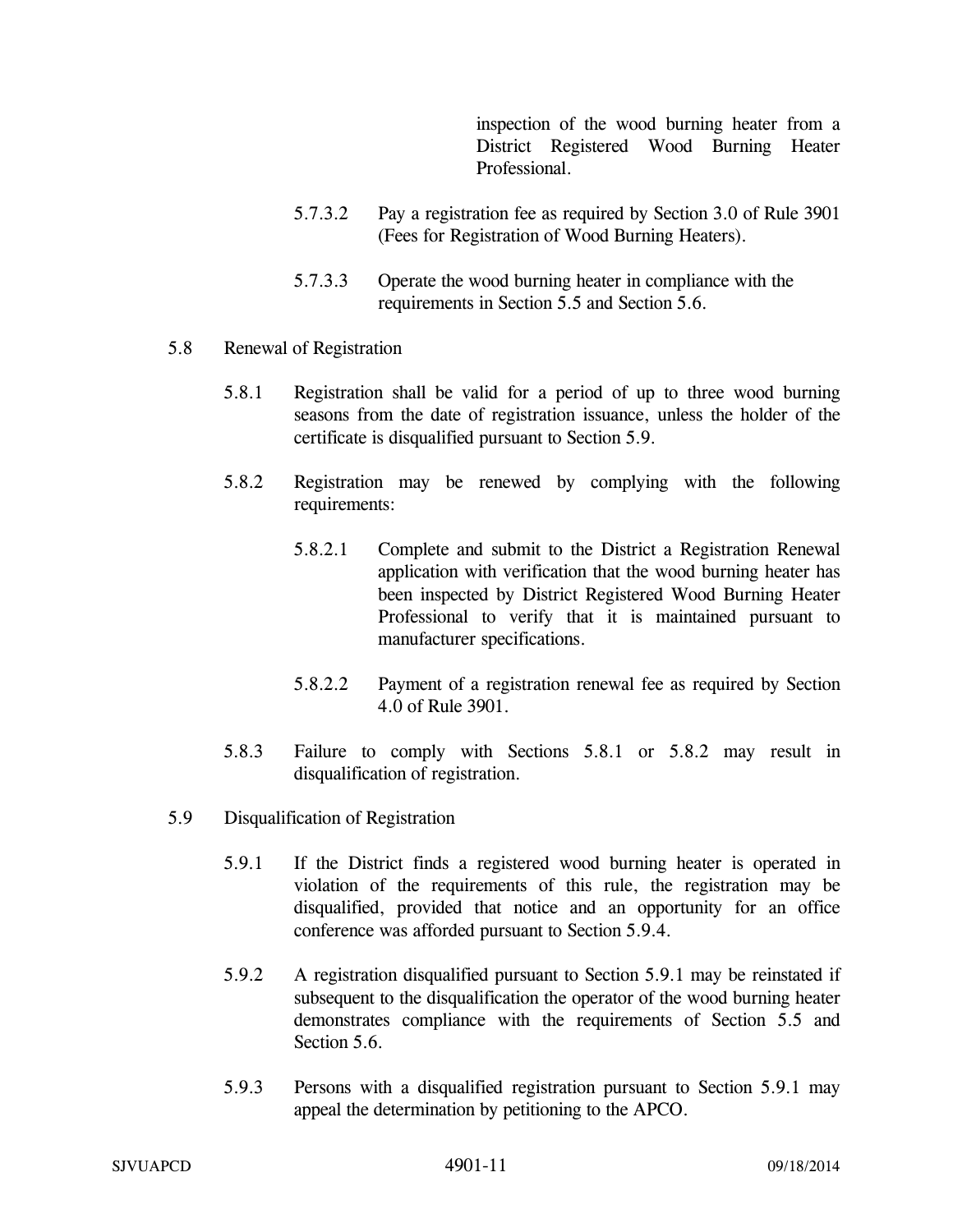inspection of the wood burning heater from a District Registered Wood Burning Heater Professional.

5.7.3.2 Pay a registration fee as required by Section 3.0 of Rule 3901 (Fees for Registration of Wood Burning Heaters).

5.7.3.3 Operate the wood burning heater in compliance with the requirements in Section 5.5 and Section 5.6.

5.8 Renewal of Registration

5.8.1 Registration shall be valid for a period of up to three wood burning seasons from the date of registration issuance, unless the holder of the certificate is disqualified pursuant to Section 5.9.

5.8.2 Registration may be renewed by complying with the following requirements:

5.8.2.1 Complete and submit to the District a Registration Renewal application with verification that the wood burning heater has been inspected by District Registered Wood Burning Heater Professional to verify that it is maintained pursuant to manufacturer specifications.

5.8.2.2 Payment of a registration renewal fee as required by Section 4.0 of Rule 3901.

5.8.3 Failure to comply with Sections 5.8.1 or 5.8.2 may result in disqualification of registration.

5.9 Disqualification of Registration

5.9.1 If the District finds a registered wood burning heater is operated in violation of the requirements of this rule, the registration may be disqualified, provided that notice and an opportunity for an office conference was afforded pursuant to Section 5.9.4.

5.9.2 A registration disqualified pursuant to Section 5.9.1 may be reinstated if subsequent to the disqualification the operator of the wood burning heater demonstrates compliance with the requirements of Section 5.5 and Section 5.6.

5.9.3 Persons with a disqualified registration pursuant to Section 5.9.1 may appeal the determination by petitioning to the APCO.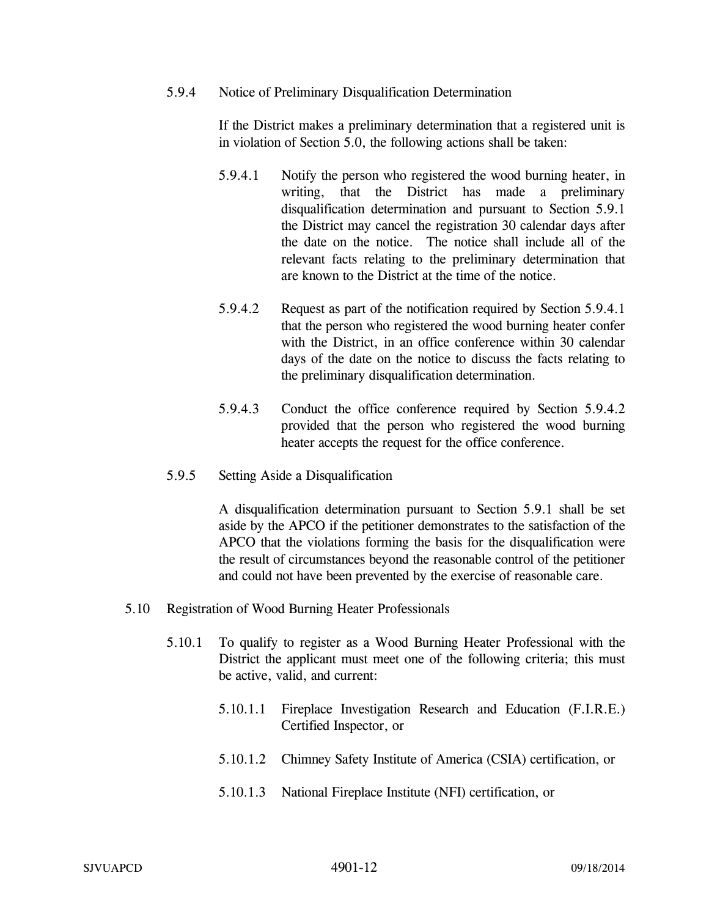5.9.4 Notice of Preliminary Disqualification Determination

If the District makes a preliminary determination that a registered unit is in violation of Section 5.0, the following actions shall be taken:

5.9.4.1 Notify the person who registered the wood burning heater, in writing, that the District has made a preliminary disqualification determination and pursuant to Section 5.9.1 the District may cancel the registration 30 calendar days after the date on the notice. The notice shall include all of the relevant facts relating to the preliminary determination that are known to the District at the time of the notice.

5.9.4.2 Request as part of the notification required by Section 5.9.4.1 that the person who registered the wood burning heater confer with the District, in an office conference within 30 calendar days of the date on the notice to discuss the facts relating to the preliminary disqualification determination.

5.9.4.3 Conduct the office conference required by Section 5.9.4.2 provided that the person who registered the wood burning heater accepts the request for the office conference.

5.9.5 Setting Aside a Disqualification

A disqualification determination pursuant to Section 5.9.1 shall be set aside by the APCO if the petitioner demonstrates to the satisfaction of the APCO that the violations forming the basis for the disqualification were the result of circumstances beyond the reasonable control of the petitioner and could not have been prevented by the exercise of reasonable care.

5.10 Registration of Wood Burning Heater Professionals

5.10.1 To qualify to register as a Wood Burning Heater Professional with the District the applicant must meet one of the following criteria; this must be active, valid, and current:

5.10.1.1 Fireplace Investigation Research and Education (F.I.R.E.) Certified Inspector, or

5.10.1.2 Chimney Safety Institute of America (CSIA) certification, or

5.10.1.3 National Fireplace Institute (NFI) certification, or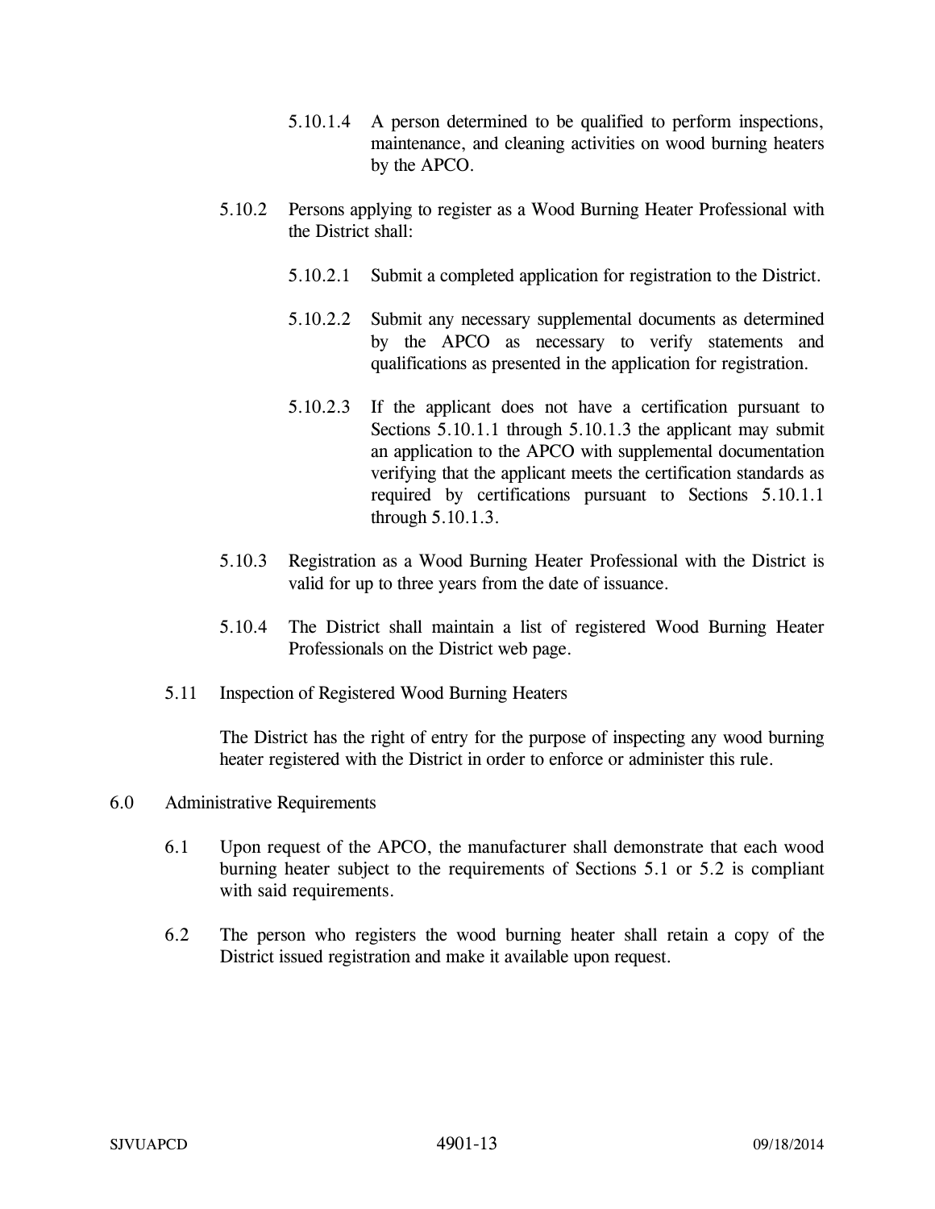5.10.1.4 A person determined to be qualified to perform inspections, maintenance, and cleaning activities on wood burning heaters by the APCO.

5.10.2 Persons applying to register as a Wood Burning Heater Professional with the District shall:

5.10.2.1 Submit a completed application for registration to the District.

5.10.2.2 Submit any necessary supplemental documents as determined by the APCO as necessary to verify statements and qualifications as presented in the application for registration.

5.10.2.3 If the applicant does not have a certification pursuant to Sections 5.10.1.1 through 5.10.1.3 the applicant may submit an application to the APCO with supplemental documentation verifying that the applicant meets the certification standards as required by certifications pursuant to Sections 5.10.1.1 through 5.10.1.3.

5.10.3 Registration as a Wood Burning Heater Professional with the District is valid for up to three years from the date of issuance.

5.10.4 The District shall maintain a list of registered Wood Burning Heater Professionals on the District web page.

5.11 Inspection of Registered Wood Burning Heaters

The District has the right of entry for the purpose of inspecting any wood burning heater registered with the District in order to enforce or administer this rule.

6.0 Administrative Requirements

6.1 Upon request of the APCO, the manufacturer shall demonstrate that each wood burning heater subject to the requirements of Sections 5.1 or 5.2 is compliant with said requirements.

6.2 The person who registers the wood burning heater shall retain a copy of the District issued registration and make it available upon request.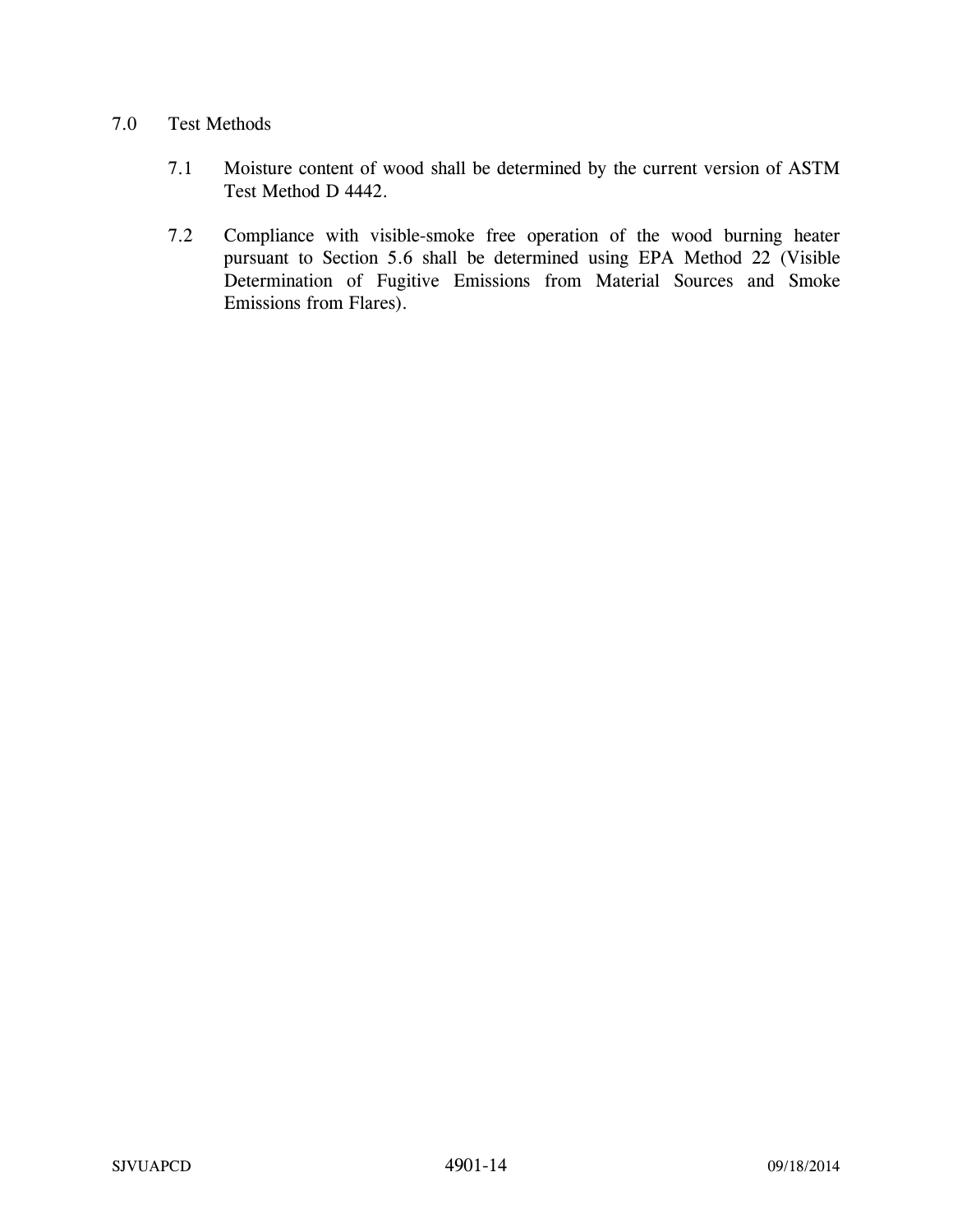## 7.0 Test Methods

7.1 Moisture content of wood shall be determined by the current version of ASTM Test Method D 4442.

7.2 Compliance with visible-smoke free operation of the wood burning heater pursuant to Section 5.6 shall be determined using EPA Method 22 (Visible Determination of Fugitive Emissions from Material Sources and Smoke Emissions from Flares).